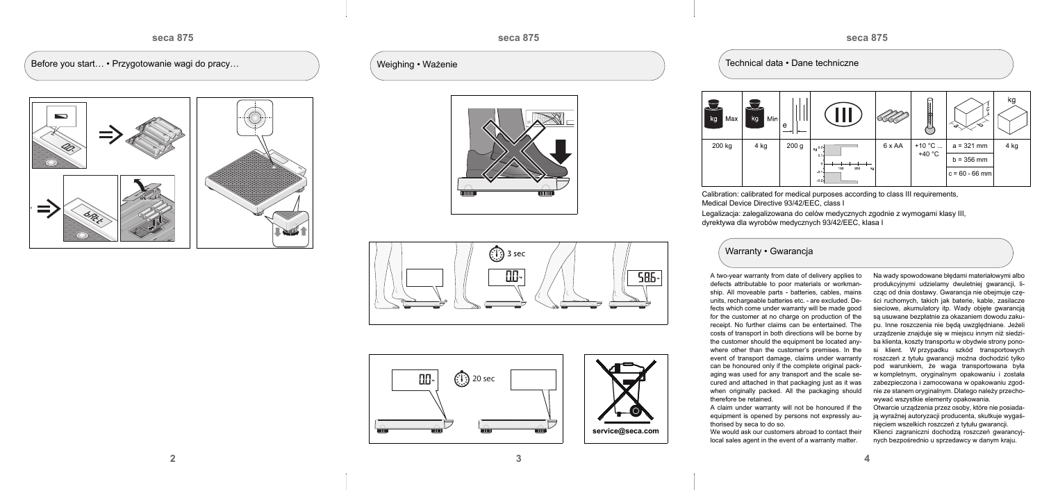## Before you start… • Przygotowanie wagi do pracy…

## Weighing • Ważenie

3 sec

20 sec

service@seca.com

## Technical data • Dane techniczne

| Max | Min | e | | | | |
|---|---|---|---|---|---|---|
| 200 kg | 4 kg | 200 g | 6 x AA | +10 °C ... +40 °C | a = 321 mm<br>b = 356 mm<br>c = 60 - 66 mm | 4 kg |

Calibration: calibrated for medical purposes according to class III requirements, Medical Device Directive 93/42/EEC, class I

Legalizacja: zalegalizowana do celów medycznych zgodnie z wymogami klasy III, dyrektywa dla wyrobów medycznych 93/42/EEC, klasa I

## Warranty • Gwarancja

A two-year warranty from date of delivery applies to defects attributable to poor materials or workmanship. All moveable parts - batteries, cables, mains units, rechargeable batteries etc. - are excluded. Defects which come under warranty will be made good for the customer at no charge on production of the receipt. No further claims can be entertained. The costs of transport in both directions will be borne by the customer should the equipment be located anywhere other than the customer's premises. In the event of transport damage, claims under warranty can be honoured only if the complete original packaging was used for any transport and the scale secured and attached in that packaging just as it was when originally packed. All the packaging should therefore be retained.

A claim under warranty will not be honoured if the equipment is opened by persons not expressly authorised by seca to do so.

We would ask our customers abroad to contact their local sales agent in the event of a warranty matter.

Na wady spowodowane błędami materiałowymi albo produkcyjnymi udzielamy dwuletniej gwarancji, licząc od dnia dostawy. Gwarancja nie obejmuje części ruchomych, takich jak baterie, kable, zasilacze sieciowe, akumulatory itp. Wady objęte gwarancją są usuwane bezpłatnie za okazaniem dowodu zakupu. Inne roszczenia nie będą uwzględniane. Jeżeli urządzenie znajduje się w miejscu innym niż siedziba klienta, koszty transportu w obydwie strony ponosi klient. W przypadku szkód transportowych roszczeń z tytułu gwarancji można dochodzić tylko pod warunkiem, że waga transportowana była w kompletnym, oryginalnym opakowaniu i została zabezpieczona i zamocowana w opakowaniu zgodnie ze stanem oryginalnym. Dlatego należy przechowywać wszystkie elementy opakowania.

Otwarcie urządzenia przez osoby, które nie posiadają wyraźnej autoryzacji producenta, skutkuje wygaśnięciem wszelkich roszczeń z tytułu gwarancji.

Klienci zagraniczni dochodzą roszczeń gwarancyjnych bezpośrednio u sprzedawcy w danym kraju.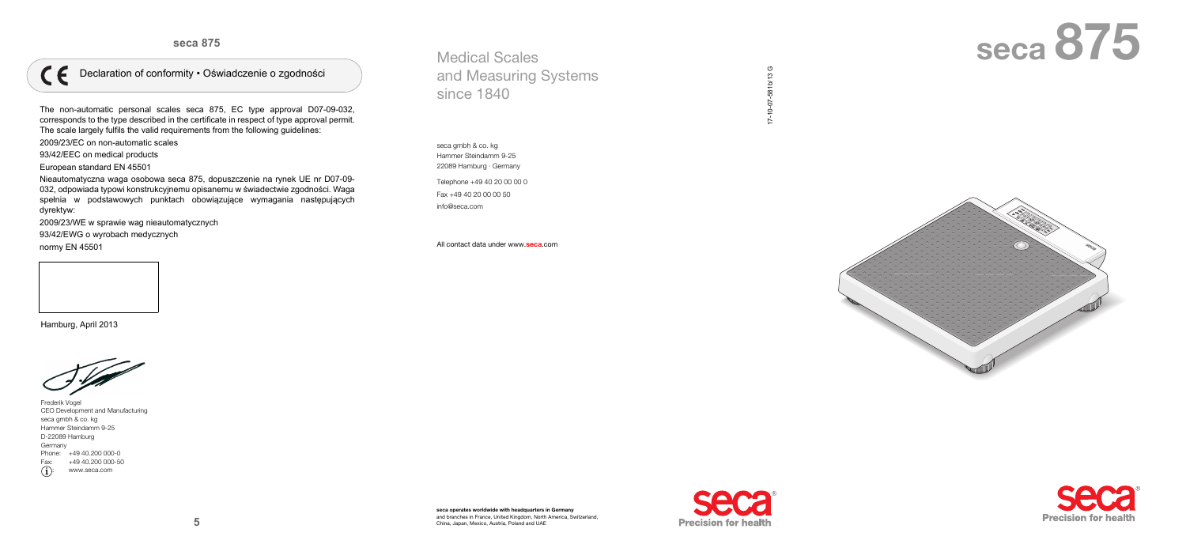# Declaration of conformity • Oświadczenie o zgodności

The non-automatic personal scales seca 875, EC type approval D07-09-032, corresponds to the type described in the certificate in respect of type approval permit. The scale largely fulfils the valid requirements from the following guidelines:

2009/23/EC on non-automatic scales

93/42/EEC on medical products

European standard EN 45501

Nieautomatyczna waga osobowa seca 875, dopuszczenie na rynek UE nr D07-09-032, odpowiada typowi konstrukcyjnemu opisanemu w świadectwie zgodności. Waga spełnia w podstawowych punktach obowiązujące wymagania następujących dyrektyw:

2009/23/WE w sprawie wag nieautomatycznych

93/42/EWG o wyrobach medycznych

normy EN 45501

Hamburg, April 2013

Frederik Vogel
CEO Development and Manufacturing
seca gmbh & co. kg
Hammer Steindamm 9-25
D-22089 Hamburg
Germany
Phone: +49 40.200 000-0
Fax: +49 40.200 000-50
www.seca.com

Medical Scales and Measuring Systems since 1840

seca gmbh & co. kg
Hammer Steindamm 9-25
22089 Hamburg · Germany

Telephone +49 40 20 00 00 0
Fax +49 40 20 00 00 50
info@seca.com

All contact data under www.seca.com

**seca operates worldwide with headquarters in Germany**
and branches in France, United Kingdom, North America, Switzerland, China, Japan, Mexico, Austria, Poland and UAE

17-10-07-581b/13 G

# seca 875